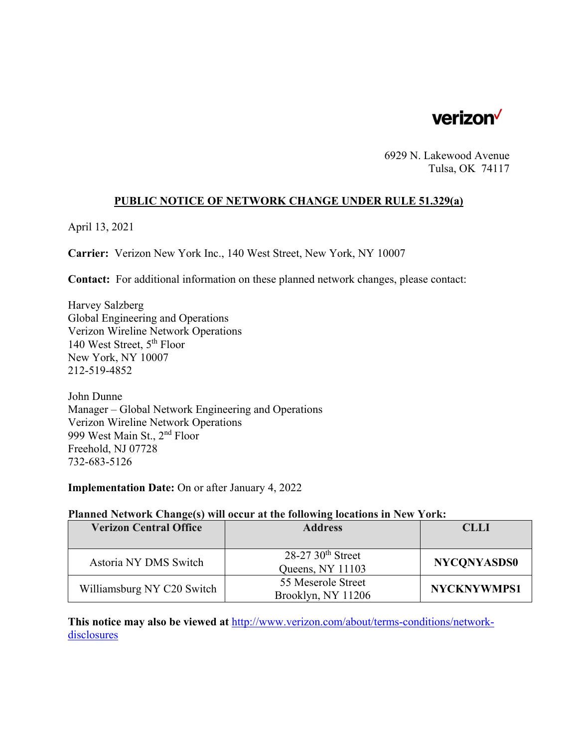verizon

6929 N. Lakewood Avenue
Tulsa, OK 74117

## PUBLIC NOTICE OF NETWORK CHANGE UNDER RULE 51.329(a)

April 13, 2021

**Carrier:** Verizon New York Inc., 140 West Street, New York, NY 10007

**Contact:** For additional information on these planned network changes, please contact:

Harvey Salzberg
Global Engineering and Operations
Verizon Wireline Network Operations
140 West Street, 5th Floor
New York, NY 10007
212-519-4852

John Dunne
Manager – Global Network Engineering and Operations
Verizon Wireline Network Operations
999 West Main St., 2nd Floor
Freehold, NJ 07728
732-683-5126

**Implementation Date:** On or after January 4, 2022

**Planned Network Change(s) will occur at the following locations in New York:**

| Verizon Central Office | Address | CLLI |
|---|---|---|
| Astoria NY DMS Switch | 28-27 30th Street<br>Queens, NY 11103 | **NYCQNYASDS0** |
| Williamsburg NY C20 Switch | 55 Meserole Street<br>Brooklyn, NY 11206 | **NYCKNYWMPS1** |

**This notice may also be viewed at** http://www.verizon.com/about/terms-conditions/network-disclosures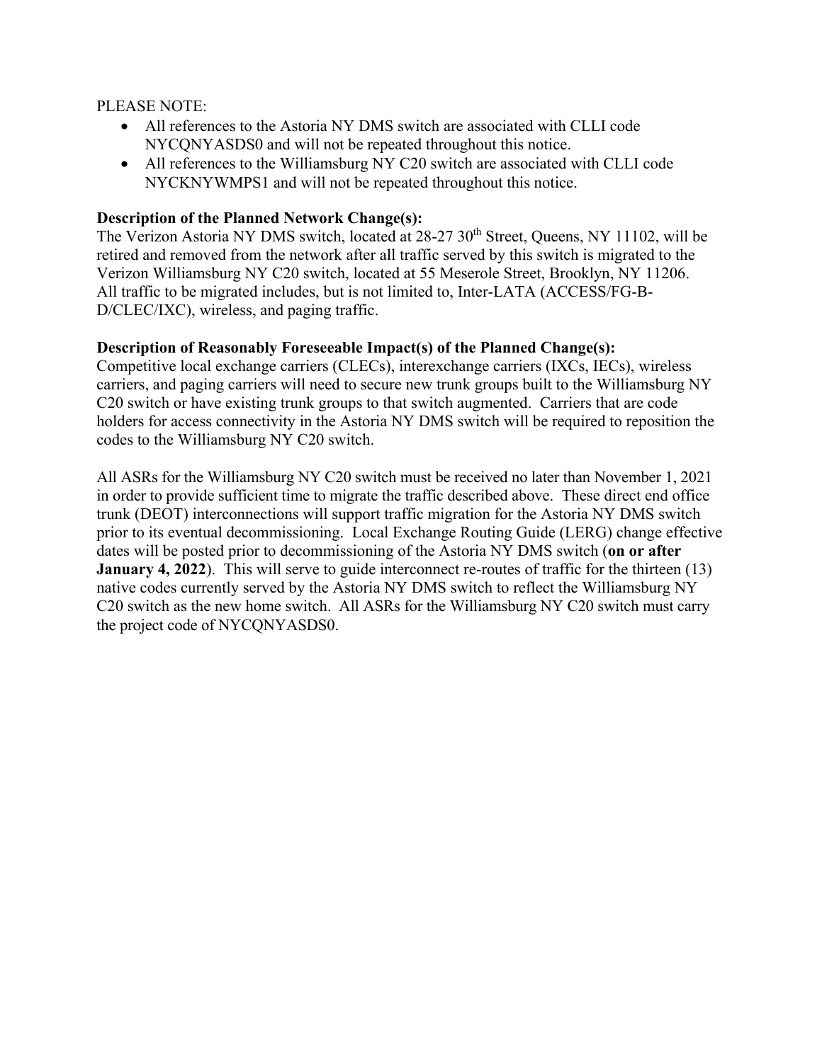PLEASE NOTE:

- All references to the Astoria NY DMS switch are associated with CLLI code NYCQNYASDS0 and will not be repeated throughout this notice.
- All references to the Williamsburg NY C20 switch are associated with CLLI code NYCKNYWMPS1 and will not be repeated throughout this notice.

**Description of the Planned Network Change(s):**
The Verizon Astoria NY DMS switch, located at 28-27 30th Street, Queens, NY 11102, will be retired and removed from the network after all traffic served by this switch is migrated to the Verizon Williamsburg NY C20 switch, located at 55 Meserole Street, Brooklyn, NY 11206. All traffic to be migrated includes, but is not limited to, Inter-LATA (ACCESS/FG-B-D/CLEC/IXC), wireless, and paging traffic.

**Description of Reasonably Foreseeable Impact(s) of the Planned Change(s):**
Competitive local exchange carriers (CLECs), interexchange carriers (IXCs, IECs), wireless carriers, and paging carriers will need to secure new trunk groups built to the Williamsburg NY C20 switch or have existing trunk groups to that switch augmented. Carriers that are code holders for access connectivity in the Astoria NY DMS switch will be required to reposition the codes to the Williamsburg NY C20 switch.

All ASRs for the Williamsburg NY C20 switch must be received no later than November 1, 2021 in order to provide sufficient time to migrate the traffic described above. These direct end office trunk (DEOT) interconnections will support traffic migration for the Astoria NY DMS switch prior to its eventual decommissioning. Local Exchange Routing Guide (LERG) change effective dates will be posted prior to decommissioning of the Astoria NY DMS switch (**on or after January 4, 2022**). This will serve to guide interconnect re-routes of traffic for the thirteen (13) native codes currently served by the Astoria NY DMS switch to reflect the Williamsburg NY C20 switch as the new home switch. All ASRs for the Williamsburg NY C20 switch must carry the project code of NYCQNYASDS0.